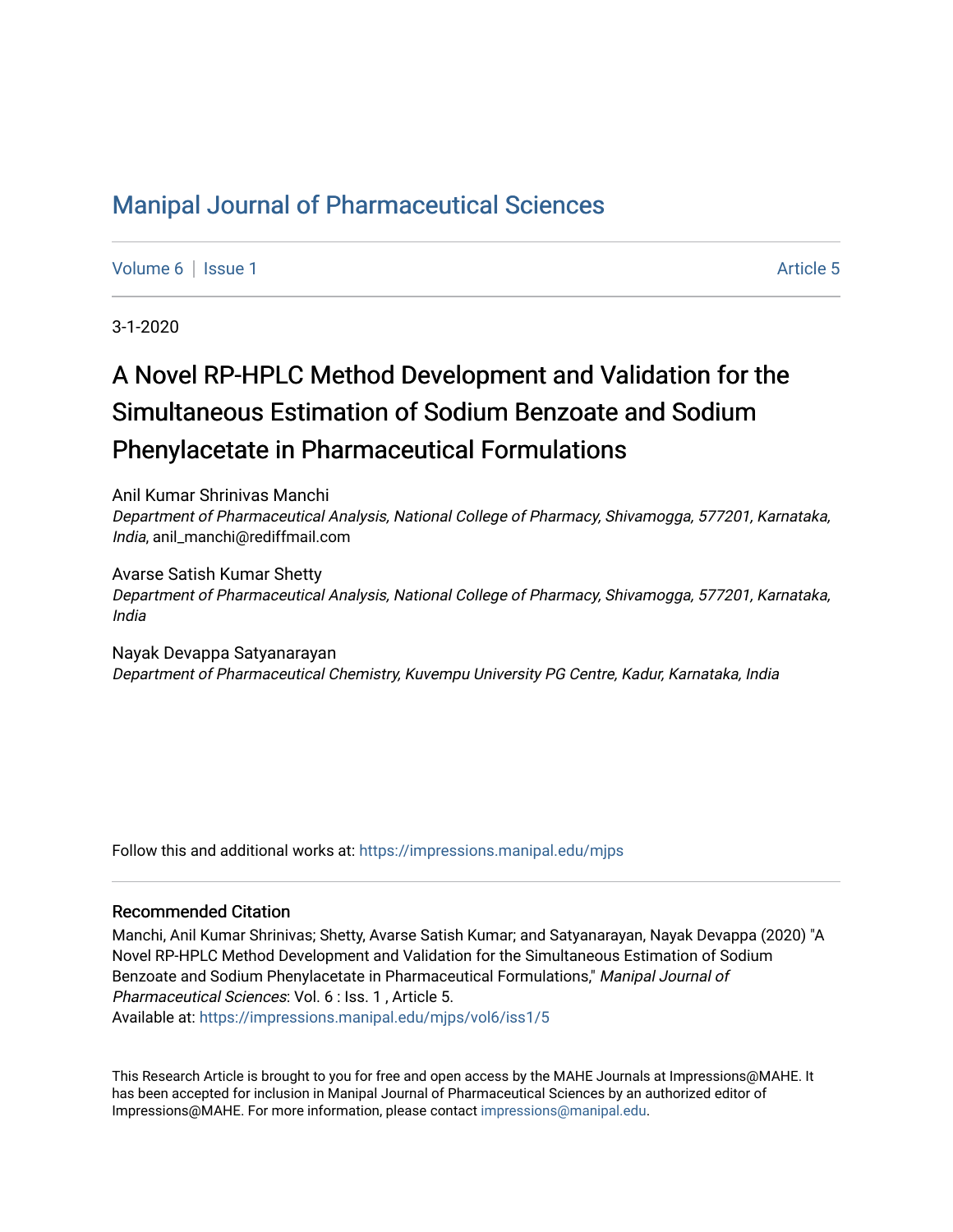# Manipal Journal of Pharmaceutical Sciences

Volume 6 | Issue 1 Article 5

3-1-2020

## A Novel RP-HPLC Method Development and Validation for the Simultaneous Estimation of Sodium Benzoate and Sodium Phenylacetate in Pharmaceutical Formulations

Anil Kumar Shrinivas Manchi
*Department of Pharmaceutical Analysis, National College of Pharmacy, Shivamogga, 577201, Karnataka, India*, anil_manchi@rediffmail.com

Avarse Satish Kumar Shetty
*Department of Pharmaceutical Analysis, National College of Pharmacy, Shivamogga, 577201, Karnataka, India*

Nayak Devappa Satyanarayan
*Department of Pharmaceutical Chemistry, Kuvempu University PG Centre, Kadur, Karnataka, India*

Follow this and additional works at: https://impressions.manipal.edu/mjps

### Recommended Citation

Manchi, Anil Kumar Shrinivas; Shetty, Avarse Satish Kumar; and Satyanarayan, Nayak Devappa (2020) "A Novel RP-HPLC Method Development and Validation for the Simultaneous Estimation of Sodium Benzoate and Sodium Phenylacetate in Pharmaceutical Formulations," *Manipal Journal of Pharmaceutical Sciences*: Vol. 6 : Iss. 1 , Article 5.
Available at: https://impressions.manipal.edu/mjps/vol6/iss1/5

This Research Article is brought to you for free and open access by the MAHE Journals at Impressions@MAHE. It has been accepted for inclusion in Manipal Journal of Pharmaceutical Sciences by an authorized editor of Impressions@MAHE. For more information, please contact impressions@manipal.edu.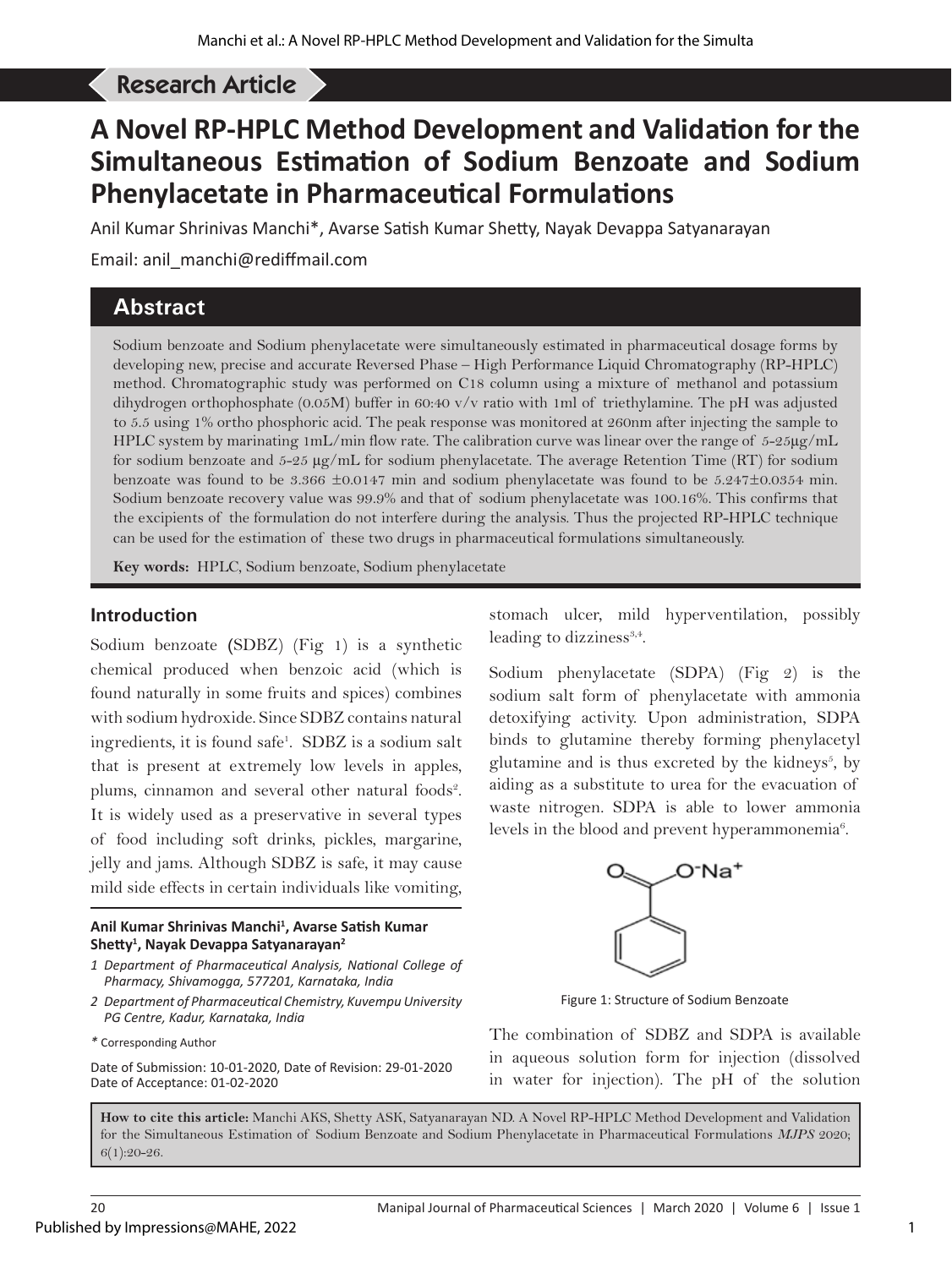Research Article

# A Novel RP-HPLC Method Development and Validation for the Simultaneous Estimation of Sodium Benzoate and Sodium Phenylacetate in Pharmaceutical Formulations

Anil Kumar Shrinivas Manchi*, Avarse Satish Kumar Shetty, Nayak Devappa Satyanarayan

Email: anil_manchi@rediffmail.com

## Abstract

Sodium benzoate and Sodium phenylacetate were simultaneously estimated in pharmaceutical dosage forms by developing new, precise and accurate Reversed Phase – High Performance Liquid Chromatography (RP-HPLC) method. Chromatographic study was performed on C18 column using a mixture of methanol and potassium dihydrogen orthophosphate (0.05M) buffer in 60:40 v/v ratio with 1ml of triethylamine. The pH was adjusted to 5.5 using 1% ortho phosphoric acid. The peak response was monitored at 260nm after injecting the sample to HPLC system by marinating 1mL/min flow rate. The calibration curve was linear over the range of 5-25μg/mL for sodium benzoate and 5-25 μg/mL for sodium phenylacetate. The average Retention Time (RT) for sodium benzoate was found to be 3.366 ±0.0147 min and sodium phenylacetate was found to be 5.247±0.0354 min. Sodium benzoate recovery value was 99.9% and that of sodium phenylacetate was 100.16%. This confirms that the excipients of the formulation do not interfere during the analysis. Thus the projected RP-HPLC technique can be used for the estimation of these two drugs in pharmaceutical formulations simultaneously.

**Key words:** HPLC, Sodium benzoate, Sodium phenylacetate

## Introduction

Sodium benzoate (SDBZ) (Fig 1) is a synthetic chemical produced when benzoic acid (which is found naturally in some fruits and spices) combines with sodium hydroxide. Since SDBZ contains natural ingredients, it is found safe[1]. SDBZ is a sodium salt that is present at extremely low levels in apples, plums, cinnamon and several other natural foods[2]. It is widely used as a preservative in several types of food including soft drinks, pickles, margarine, jelly and jams. Although SDBZ is safe, it may cause mild side effects in certain individuals like vomiting, stomach ulcer, mild hyperventilation, possibly leading to dizziness[3,4].

Sodium phenylacetate (SDPA) (Fig 2) is the sodium salt form of phenylacetate with ammonia detoxifying activity. Upon administration, SDPA binds to glutamine thereby forming phenylacetyl glutamine and is thus excreted by the kidneys[5], by aiding as a substitute to urea for the evacuation of waste nitrogen. SDPA is able to lower ammonia levels in the blood and prevent hyperammonemia[6].

Figure 1: Structure of Sodium Benzoate

The combination of SDBZ and SDPA is available in aqueous solution form for injection (dissolved in water for injection). The pH of the solution

**Anil Kumar Shrinivas Manchi[1], Avarse Satish Kumar Shetty[1], Nayak Devappa Satyanarayan[2]**

*1 Department of Pharmaceutical Analysis, National College of Pharmacy, Shivamogga, 577201, Karnataka, India*

*2 Department of Pharmaceutical Chemistry, Kuvempu University PG Centre, Kadur, Karnataka, India*

\* Corresponding Author

Date of Submission: 10-01-2020, Date of Revision: 29-01-2020
Date of Acceptance: 01-02-2020

**How to cite this article:** Manchi AKS, Shetty ASK, Satyanarayan ND. A Novel RP-HPLC Method Development and Validation for the Simultaneous Estimation of Sodium Benzoate and Sodium Phenylacetate in Pharmaceutical Formulations *MJPS* 2020; 6(1):20-26.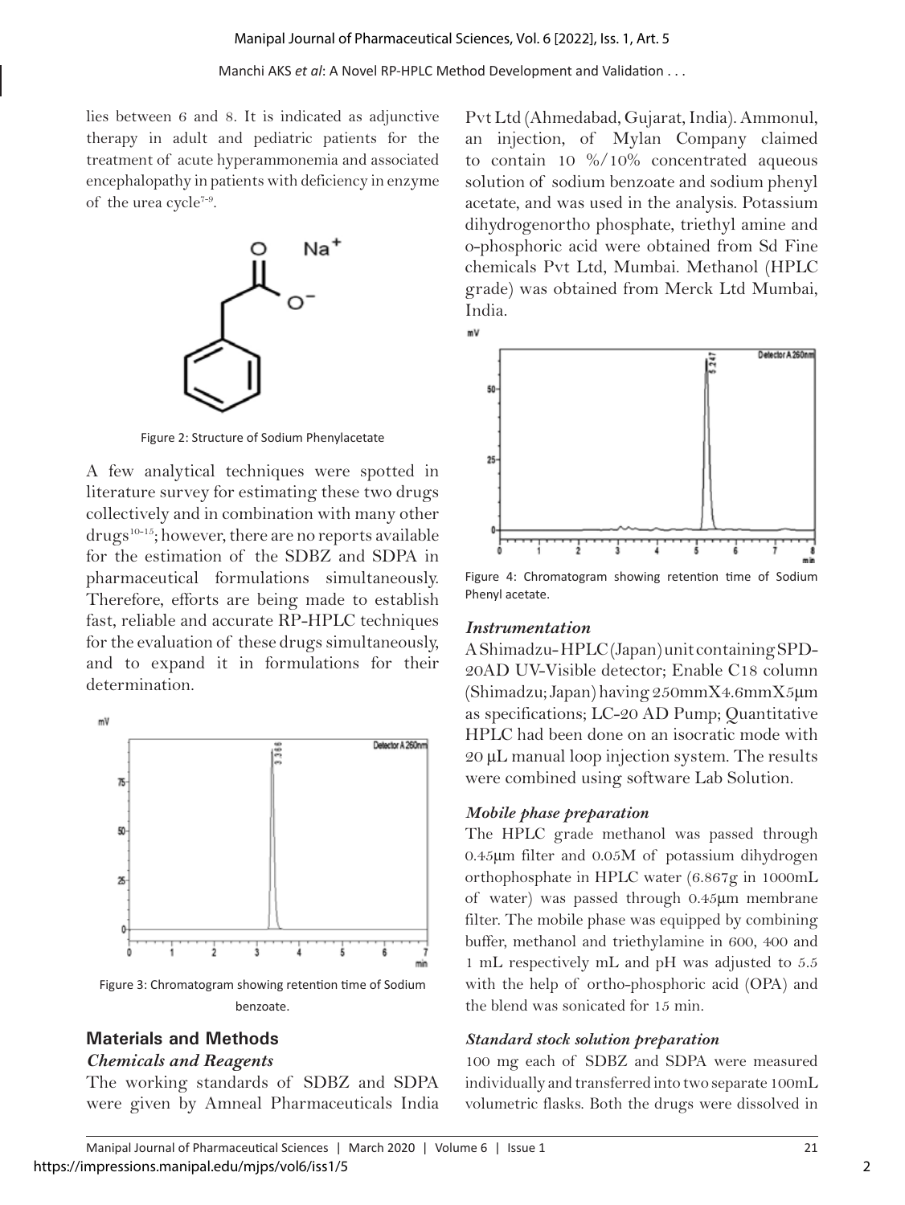lies between 6 and 8. It is indicated as adjunctive therapy in adult and pediatric patients for the treatment of acute hyperammonemia and associated encephalopathy in patients with deficiency in enzyme of the urea cycle[7-9].

Figure 2: Structure of Sodium Phenylacetate

A few analytical techniques were spotted in literature survey for estimating these two drugs collectively and in combination with many other drugs[10-15]; however, there are no reports available for the estimation of the SDBZ and SDPA in pharmaceutical formulations simultaneously. Therefore, efforts are being made to establish fast, reliable and accurate RP-HPLC techniques for the evaluation of these drugs simultaneously, and to expand it in formulations for their determination.

Figure 3: Chromatogram showing retention time of Sodium benzoate.

## Materials and Methods

### *Chemicals and Reagents*

The working standards of SDBZ and SDPA were given by Amneal Pharmaceuticals India Pvt Ltd (Ahmedabad, Gujarat, India). Ammonul, an injection, of Mylan Company claimed to contain 10 %/10% concentrated aqueous solution of sodium benzoate and sodium phenyl acetate, and was used in the analysis. Potassium dihydrogenortho phosphate, triethyl amine and o-phosphoric acid were obtained from Sd Fine chemicals Pvt Ltd, Mumbai. Methanol (HPLC grade) was obtained from Merck Ltd Mumbai, India.

Figure 4: Chromatogram showing retention time of Sodium Phenyl acetate.

### *Instrumentation*

A Shimadzu- HPLC (Japan) unit containing SPD-20AD UV-Visible detector; Enable C18 column (Shimadzu; Japan) having 250mmX4.6mmX5μm as specifications; LC-20 AD Pump; Quantitative HPLC had been done on an isocratic mode with 20 μL manual loop injection system. The results were combined using software Lab Solution.

### *Mobile phase preparation*

The HPLC grade methanol was passed through 0.45μm filter and 0.05M of potassium dihydrogen orthophosphate in HPLC water (6.867g in 1000mL of water) was passed through 0.45μm membrane filter. The mobile phase was equipped by combining buffer, methanol and triethylamine in 600, 400 and 1 mL respectively mL and pH was adjusted to 5.5 with the help of ortho-phosphoric acid (OPA) and the blend was sonicated for 15 min.

### *Standard stock solution preparation*

100 mg each of SDBZ and SDPA were measured individually and transferred into two separate 100mL volumetric flasks. Both the drugs were dissolved in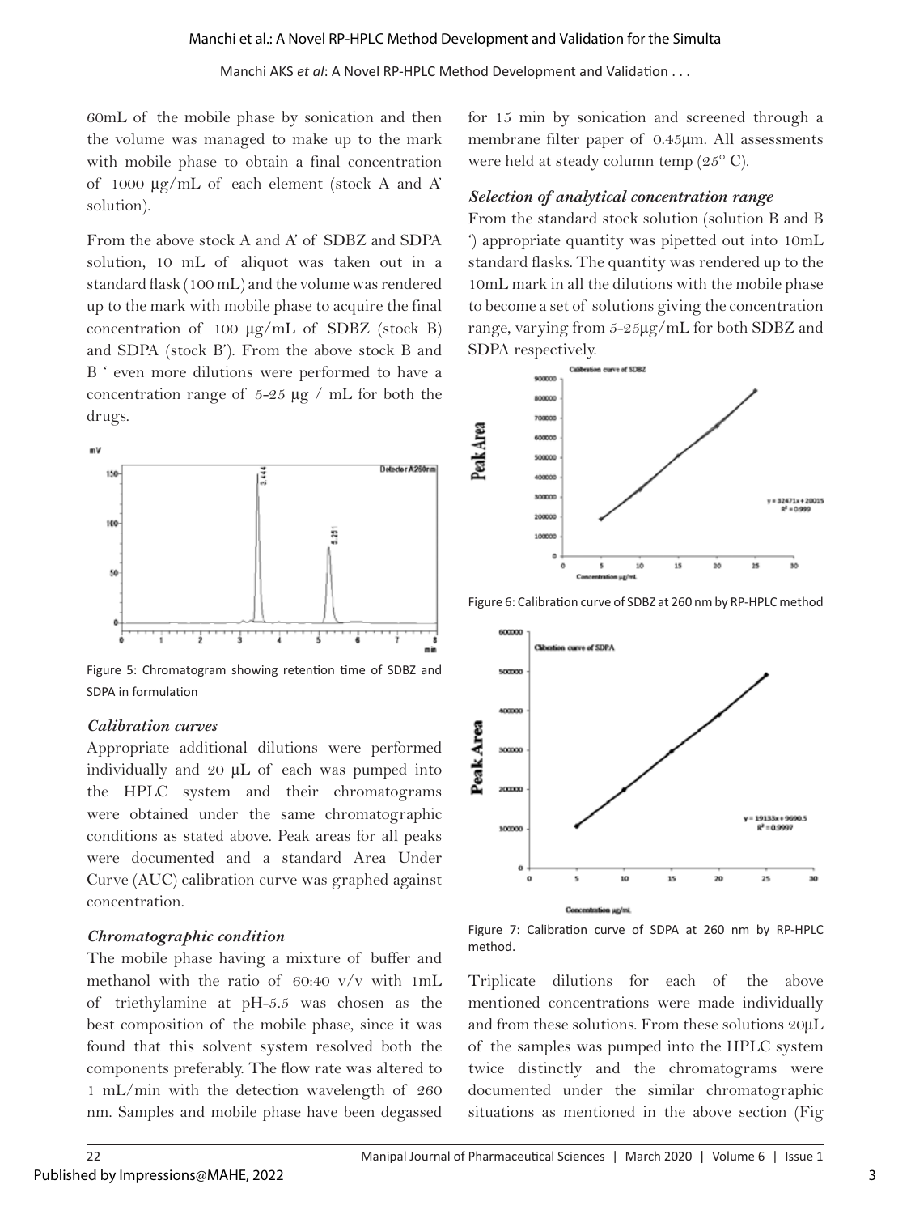60mL of the mobile phase by sonication and then the volume was managed to make up to the mark with mobile phase to obtain a final concentration of 1000 μg/mL of each element (stock A and A' solution).

From the above stock A and A' of SDBZ and SDPA solution, 10 mL of aliquot was taken out in a standard flask (100 mL) and the volume was rendered up to the mark with mobile phase to acquire the final concentration of 100 μg/mL of SDBZ (stock B) and SDPA (stock B'). From the above stock B and B ' even more dilutions were performed to have a concentration range of 5-25 μg / mL for both the drugs.

Figure 5: Chromatogram showing retention time of SDBZ and SDPA in formulation

### *Calibration curves*

Appropriate additional dilutions were performed individually and 20 μL of each was pumped into the HPLC system and their chromatograms were obtained under the same chromatographic conditions as stated above. Peak areas for all peaks were documented and a standard Area Under Curve (AUC) calibration curve was graphed against concentration.

### *Chromatographic condition*

The mobile phase having a mixture of buffer and methanol with the ratio of 60:40 v/v with 1mL of triethylamine at pH-5.5 was chosen as the best composition of the mobile phase, since it was found that this solvent system resolved both the components preferably. The flow rate was altered to 1 mL/min with the detection wavelength of 260 nm. Samples and mobile phase have been degassed for 15 min by sonication and screened through a membrane filter paper of 0.45μm. All assessments were held at steady column temp (25° C).

### *Selection of analytical concentration range*

From the standard stock solution (solution B and B ') appropriate quantity was pipetted out into 10mL standard flasks. The quantity was rendered up to the 10mL mark in all the dilutions with the mobile phase to become a set of solutions giving the concentration range, varying from 5-25μg/mL for both SDBZ and SDPA respectively.

Figure 6: Calibration curve of SDBZ at 260 nm by RP-HPLC method

Figure 7: Calibration curve of SDPA at 260 nm by RP-HPLC method.

Triplicate dilutions for each of the above mentioned concentrations were made individually and from these solutions. From these solutions 20μL of the samples was pumped into the HPLC system twice distinctly and the chromatograms were documented under the similar chromatographic situations as mentioned in the above section (Fig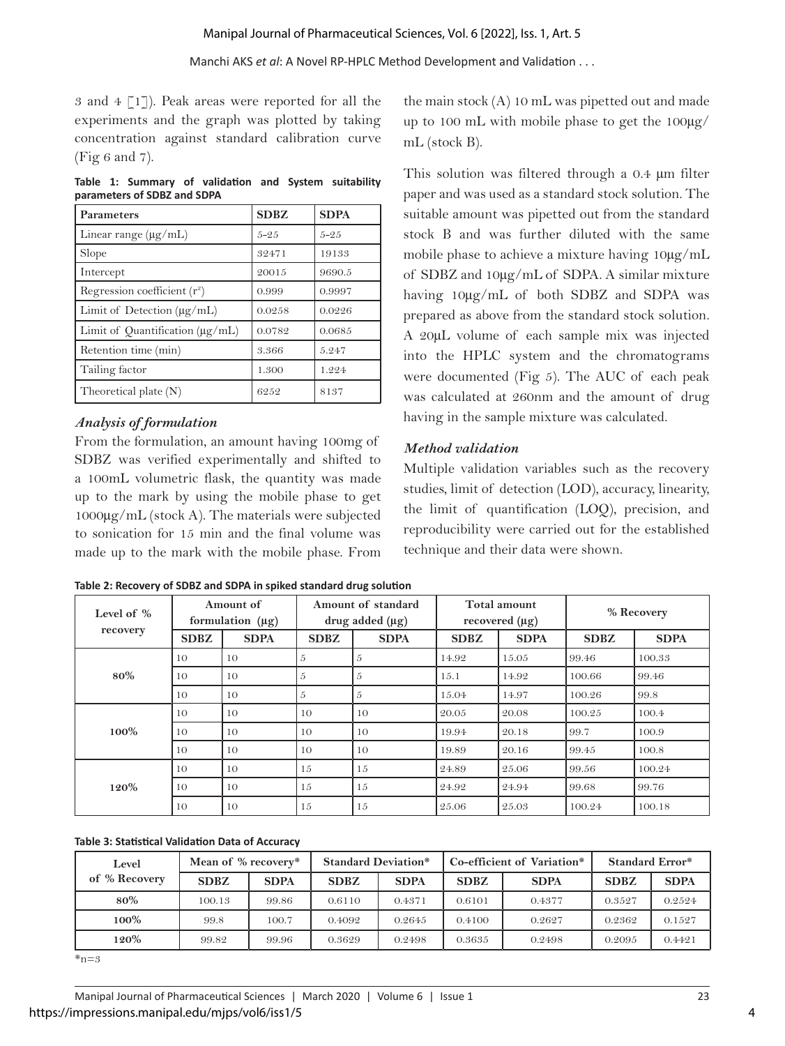3 and 4 [1]). Peak areas were reported for all the experiments and the graph was plotted by taking concentration against standard calibration curve (Fig 6 and 7).

**Table 1: Summary of validation and System suitability parameters of SDBZ and SDPA**

| Parameters | SDBZ | SDPA |
|---|---|---|
| Linear range (μg/mL) | 5-25 | 5-25 |
| Slope | 32471 | 19133 |
| Intercept | 20015 | 9690.5 |
| Regression coefficient ($r^2$) | 0.999 | 0.9997 |
| Limit of Detection (μg/mL) | 0.0258 | 0.0226 |
| Limit of Quantification (μg/mL) | 0.0782 | 0.0685 |
| Retention time (min) | 3.366 | 5.247 |
| Tailing factor | 1.300 | 1.224 |
| Theoretical plate (N) | 6252 | 8137 |

### *Analysis of formulation*

From the formulation, an amount having 100mg of SDBZ was verified experimentally and shifted to a 100mL volumetric flask, the quantity was made up to the mark by using the mobile phase to get 1000μg/mL (stock A). The materials were subjected to sonication for 15 min and the final volume was made up to the mark with the mobile phase. From the main stock (A) 10 mL was pipetted out and made up to 100 mL with mobile phase to get the 100μg/mL (stock B).

This solution was filtered through a 0.4 μm filter paper and was used as a standard stock solution. The suitable amount was pipetted out from the standard stock B and was further diluted with the same mobile phase to achieve a mixture having 10μg/mL of SDBZ and 10μg/mL of SDPA. A similar mixture having 10μg/mL of both SDBZ and SDPA was prepared as above from the standard stock solution. A 20μL volume of each sample mix was injected into the HPLC system and the chromatograms were documented (Fig 5). The AUC of each peak was calculated at 260nm and the amount of drug having in the sample mixture was calculated.

### *Method validation*

Multiple validation variables such as the recovery studies, limit of detection (LOD), accuracy, linearity, the limit of quantification (LOQ), precision, and reproducibility were carried out for the established technique and their data were shown.

**Table 2: Recovery of SDBZ and SDPA in spiked standard drug solution**

| Level of % recovery | Amount of formulation (μg) | | Amount of standard drug added (μg) | | Total amount recovered (μg) | | % Recovery | |
|---|---|---|---|---|---|---|---|---|
| | SDBZ | SDPA | SDBZ | SDPA | SDBZ | SDPA | SDBZ | SDPA |
| 80% | 10 | 10 | 5 | 5 | 14.92 | 15.05 | 99.46 | 100.33 |
| | 10 | 10 | 5 | 5 | 15.1 | 14.92 | 100.66 | 99.46 |
| | 10 | 10 | 5 | 5 | 15.04 | 14.97 | 100.26 | 99.8 |
| 100% | 10 | 10 | 10 | 10 | 20.05 | 20.08 | 100.25 | 100.4 |
| | 10 | 10 | 10 | 10 | 19.94 | 20.18 | 99.7 | 100.9 |
| | 10 | 10 | 10 | 10 | 19.89 | 20.16 | 99.45 | 100.8 |
| 120% | 10 | 10 | 15 | 15 | 24.89 | 25.06 | 99.56 | 100.24 |
| | 10 | 10 | 15 | 15 | 24.92 | 24.94 | 99.68 | 99.76 |
| | 10 | 10 | 15 | 15 | 25.06 | 25.03 | 100.24 | 100.18 |

**Table 3: Statistical Validation Data of Accuracy**

| Level of % Recovery | Mean of % recovery* | | Standard Deviation* | | Co-efficient of Variation* | | Standard Error* | |
|---|---|---|---|---|---|---|---|---|
| | SDBZ | SDPA | SDBZ | SDPA | SDBZ | SDPA | SDBZ | SDPA |
| 80% | 100.13 | 99.86 | 0.6110 | 0.4371 | 0.6101 | 0.4377 | 0.3527 | 0.2524 |
| 100% | 99.8 | 100.7 | 0.4092 | 0.2645 | 0.4100 | 0.2627 | 0.2362 | 0.1527 |
| 120% | 99.82 | 99.96 | 0.3629 | 0.2498 | 0.3635 | 0.2498 | 0.2095 | 0.4421 |

*n=3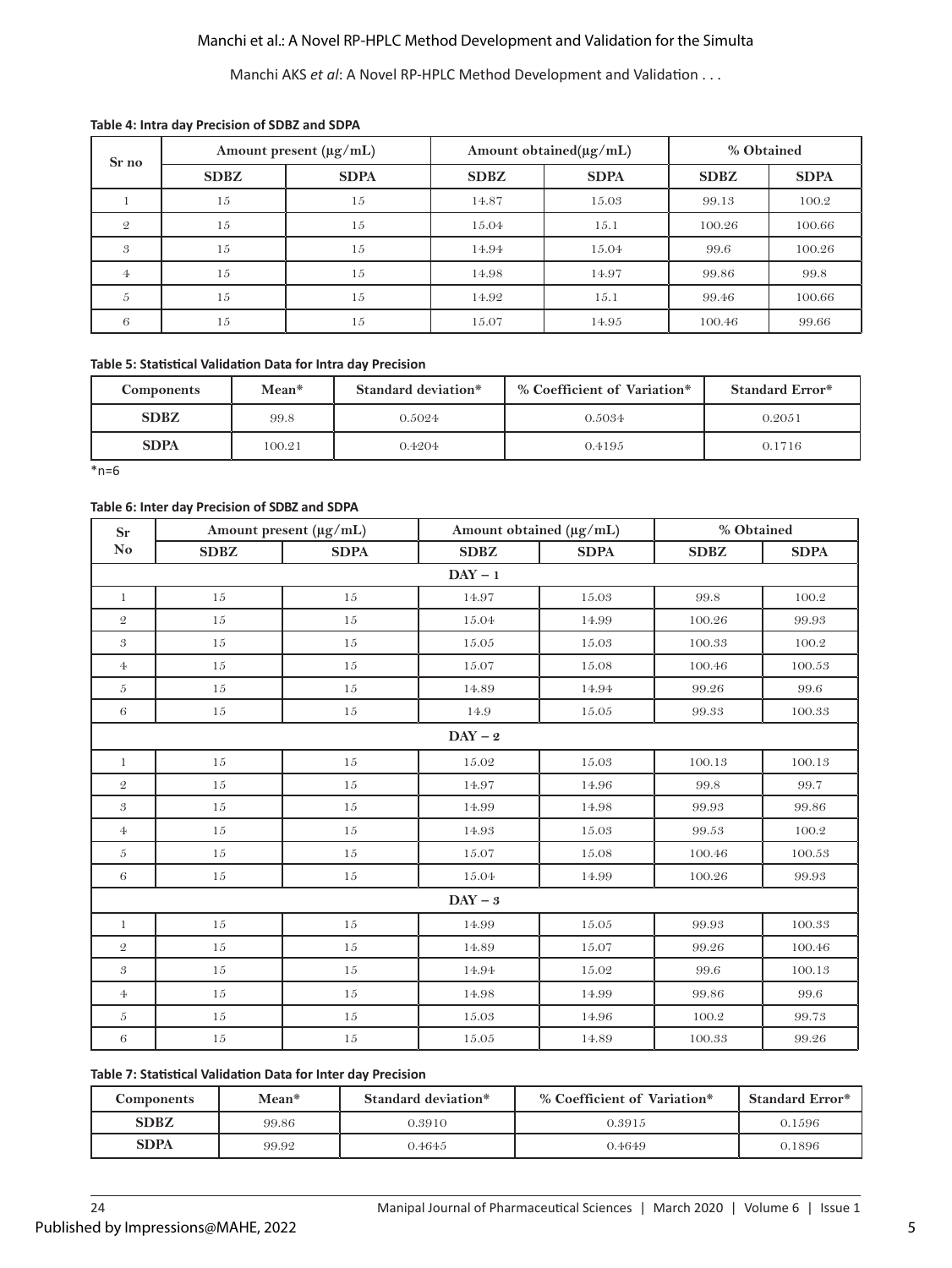**Table 4: Intra day Precision of SDBZ and SDPA**

| Sr no | Amount present (µg/mL) | | Amount obtained(µg/mL) | | % Obtained | |
|---|---|---|---|---|---|---|
| | SDBZ | SDPA | SDBZ | SDPA | SDBZ | SDPA |
| 1 | 15 | 15 | 14.87 | 15.03 | 99.13 | 100.2 |
| 2 | 15 | 15 | 15.04 | 15.1 | 100.26 | 100.66 |
| 3 | 15 | 15 | 14.94 | 15.04 | 99.6 | 100.26 |
| 4 | 15 | 15 | 14.98 | 14.97 | 99.86 | 99.8 |
| 5 | 15 | 15 | 14.92 | 15.1 | 99.46 | 100.66 |
| 6 | 15 | 15 | 15.07 | 14.95 | 100.46 | 99.66 |

**Table 5: Statistical Validation Data for Intra day Precision**

| Components | Mean* | Standard deviation* | % Coefficient of Variation* | Standard Error* |
|---|---|---|---|---|
| SDBZ | 99.8 | 0.5024 | 0.5034 | 0.2051 |
| SDPA | 100.21 | 0.4204 | 0.4195 | 0.1716 |

*n=6

**Table 6: Inter day Precision of SDBZ and SDPA**

| Sr No | Amount present (µg/mL) | | Amount obtained (µg/mL) | | % Obtained | |
|---|---|---|---|---|---|---|
| | SDBZ | SDPA | SDBZ | SDPA | SDBZ | SDPA |
| | | | DAY – 1 | | | |
| 1 | 15 | 15 | 14.97 | 15.03 | 99.8 | 100.2 |
| 2 | 15 | 15 | 15.04 | 14.99 | 100.26 | 99.93 |
| 3 | 15 | 15 | 15.05 | 15.03 | 100.33 | 100.2 |
| 4 | 15 | 15 | 15.07 | 15.08 | 100.46 | 100.53 |
| 5 | 15 | 15 | 14.89 | 14.94 | 99.26 | 99.6 |
| 6 | 15 | 15 | 14.9 | 15.05 | 99.33 | 100.33 |
| | | | DAY – 2 | | | |
| 1 | 15 | 15 | 15.02 | 15.03 | 100.13 | 100.13 |
| 2 | 15 | 15 | 14.97 | 14.96 | 99.8 | 99.7 |
| 3 | 15 | 15 | 14.99 | 14.98 | 99.93 | 99.86 |
| 4 | 15 | 15 | 14.93 | 15.03 | 99.53 | 100.2 |
| 5 | 15 | 15 | 15.07 | 15.08 | 100.46 | 100.53 |
| 6 | 15 | 15 | 15.04 | 14.99 | 100.26 | 99.93 |
| | | | DAY – 3 | | | |
| 1 | 15 | 15 | 14.99 | 15.05 | 99.93 | 100.33 |
| 2 | 15 | 15 | 14.89 | 15.07 | 99.26 | 100.46 |
| 3 | 15 | 15 | 14.94 | 15.02 | 99.6 | 100.13 |
| 4 | 15 | 15 | 14.98 | 14.99 | 99.86 | 99.6 |
| 5 | 15 | 15 | 15.03 | 14.96 | 100.2 | 99.73 |
| 6 | 15 | 15 | 15.05 | 14.89 | 100.33 | 99.26 |

**Table 7: Statistical Validation Data for Inter day Precision**

| Components | Mean* | Standard deviation* | % Coefficient of Variation* | Standard Error* |
|---|---|---|---|---|
| SDBZ | 99.86 | 0.3910 | 0.3915 | 0.1596 |
| SDPA | 99.92 | 0.4645 | 0.4649 | 0.1896 |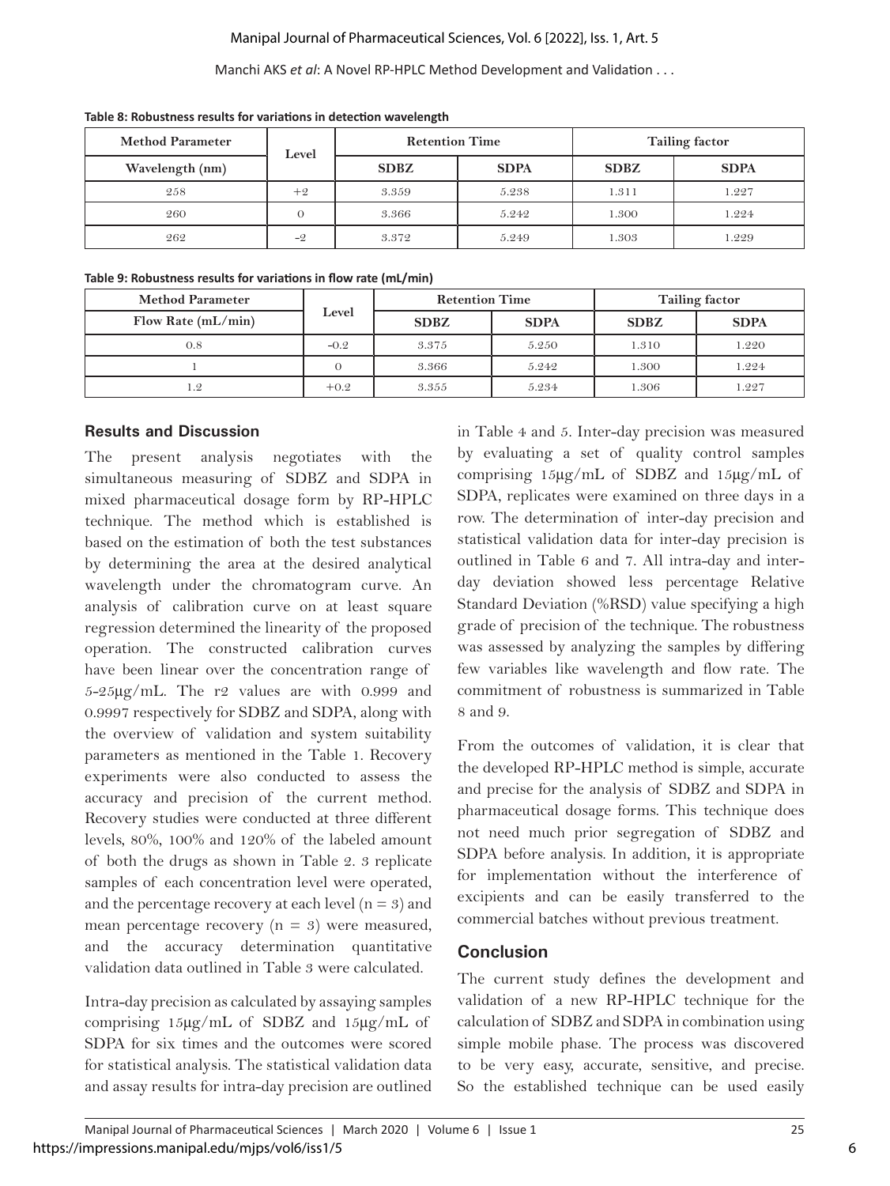**Table 8: Robustness results for variations in detection wavelength**

| Method Parameter | Level | Retention Time | | Tailing factor | |
|---|---|---|---|---|---|
| Wavelength (nm) | | SDBZ | SDPA | SDBZ | SDPA |
| 258 | +2 | 3.359 | 5.238 | 1.311 | 1.227 |
| 260 | 0 | 3.366 | 5.242 | 1.300 | 1.224 |
| 262 | -2 | 3.372 | 5.249 | 1.303 | 1.229 |

**Table 9: Robustness results for variations in flow rate (mL/min)**

| Method Parameter | Level | Retention Time | | Tailing factor | |
|---|---|---|---|---|---|
| Flow Rate (mL/min) | | SDBZ | SDPA | SDBZ | SDPA |
| 0.8 | -0.2 | 3.375 | 5.250 | 1.310 | 1.220 |
| 1 | 0 | 3.366 | 5.242 | 1.300 | 1.224 |
| 1.2 | +0.2 | 3.355 | 5.234 | 1.306 | 1.227 |

## Results and Discussion

The present analysis negotiates with the simultaneous measuring of SDBZ and SDPA in mixed pharmaceutical dosage form by RP-HPLC technique. The method which is established is based on the estimation of both the test substances by determining the area at the desired analytical wavelength under the chromatogram curve. An analysis of calibration curve on at least square regression determined the linearity of the proposed operation. The constructed calibration curves have been linear over the concentration range of 5-25μg/mL. The r2 values are with 0.999 and 0.9997 respectively for SDBZ and SDPA, along with the overview of validation and system suitability parameters as mentioned in the Table 1. Recovery experiments were also conducted to assess the accuracy and precision of the current method. Recovery studies were conducted at three different levels, 80%, 100% and 120% of the labeled amount of both the drugs as shown in Table 2. 3 replicate samples of each concentration level were operated, and the percentage recovery at each level ($n = 3$) and mean percentage recovery ($n = 3$) were measured, and the accuracy determination quantitative validation data outlined in Table 3 were calculated.

Intra-day precision as calculated by assaying samples comprising 15μg/mL of SDBZ and 15μg/mL of SDPA for six times and the outcomes were scored for statistical analysis. The statistical validation data and assay results for intra-day precision are outlined in Table 4 and 5. Inter-day precision was measured by evaluating a set of quality control samples comprising 15μg/mL of SDBZ and 15μg/mL of SDPA, replicates were examined on three days in a row. The determination of inter-day precision and statistical validation data for inter-day precision is outlined in Table 6 and 7. All intra-day and inter-day deviation showed less percentage Relative Standard Deviation (%RSD) value specifying a high grade of precision of the technique. The robustness was assessed by analyzing the samples by differing few variables like wavelength and flow rate. The commitment of robustness is summarized in Table 8 and 9.

From the outcomes of validation, it is clear that the developed RP-HPLC method is simple, accurate and precise for the analysis of SDBZ and SDPA in pharmaceutical dosage forms. This technique does not need much prior segregation of SDBZ and SDPA before analysis. In addition, it is appropriate for implementation without the interference of excipients and can be easily transferred to the commercial batches without previous treatment.

## Conclusion

The current study defines the development and validation of a new RP-HPLC technique for the calculation of SDBZ and SDPA in combination using simple mobile phase. The process was discovered to be very easy, accurate, sensitive, and precise. So the established technique can be used easily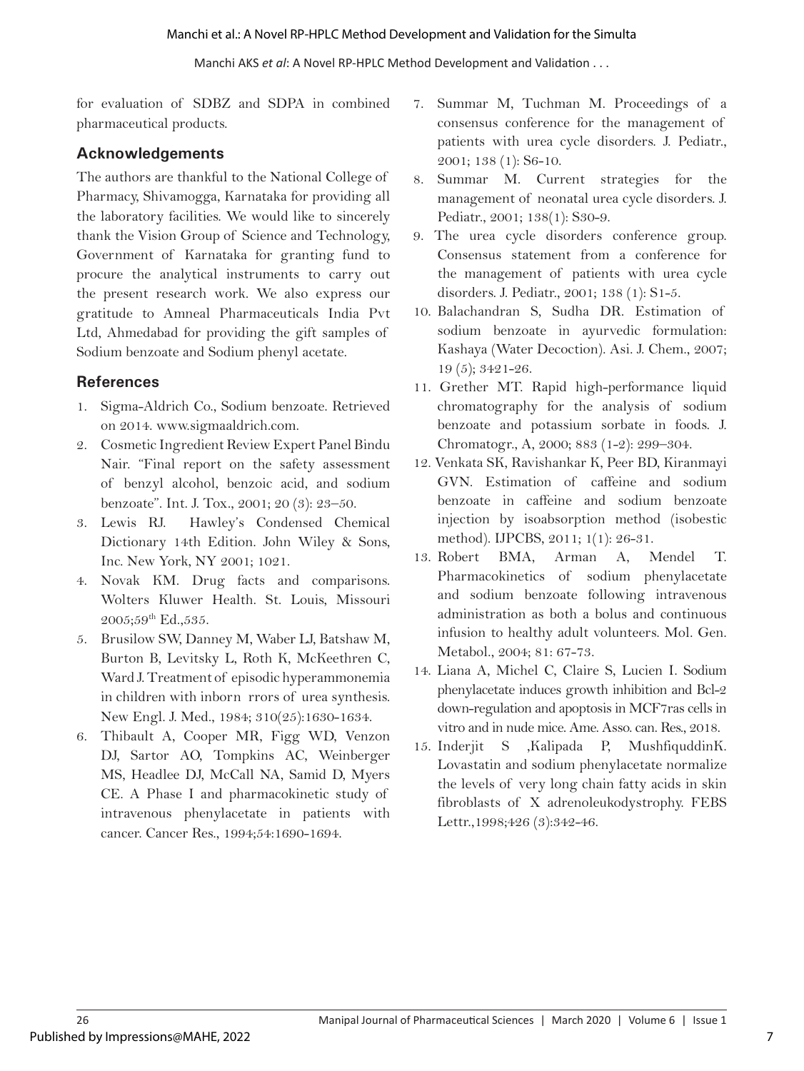for evaluation of SDBZ and SDPA in combined pharmaceutical products.

## Acknowledgements

The authors are thankful to the National College of Pharmacy, Shivamogga, Karnataka for providing all the laboratory facilities. We would like to sincerely thank the Vision Group of Science and Technology, Government of Karnataka for granting fund to procure the analytical instruments to carry out the present research work. We also express our gratitude to Amneal Pharmaceuticals India Pvt Ltd, Ahmedabad for providing the gift samples of Sodium benzoate and Sodium phenyl acetate.

## References

1. Sigma-Aldrich Co., Sodium benzoate. Retrieved on 2014. www.sigmaaldrich.com.
2. Cosmetic Ingredient Review Expert Panel Bindu Nair. "Final report on the safety assessment of benzyl alcohol, benzoic acid, and sodium benzoate". Int. J. Tox., 2001; 20 (3): 23–50.
3. Lewis RJ. Hawley's Condensed Chemical Dictionary 14th Edition. John Wiley & Sons, Inc. New York, NY 2001; 1021.
4. Novak KM. Drug facts and comparisons. Wolters Kluwer Health. St. Louis, Missouri 2005;59th Ed.,535.
5. Brusilow SW, Danney M, Waber LJ, Batshaw M, Burton B, Levitsky L, Roth K, McKeethren C, Ward J. Treatment of episodic hyperammonemia in children with inborn rrors of urea synthesis. New Engl. J. Med., 1984; 310(25):1630-1634.
6. Thibault A, Cooper MR, Figg WD, Venzon DJ, Sartor AO, Tompkins AC, Weinberger MS, Headlee DJ, McCall NA, Samid D, Myers CE. A Phase I and pharmacokinetic study of intravenous phenylacetate in patients with cancer. Cancer Res., 1994;54:1690-1694.
7. Summar M, Tuchman M. Proceedings of a consensus conference for the management of patients with urea cycle disorders. J. Pediatr., 2001; 138 (1): S6-10.
8. Summar M. Current strategies for the management of neonatal urea cycle disorders. J. Pediatr., 2001; 138(1): S30-9.
9. The urea cycle disorders conference group. Consensus statement from a conference for the management of patients with urea cycle disorders. J. Pediatr., 2001; 138 (1): S1-5.
10. Balachandran S, Sudha DR. Estimation of sodium benzoate in ayurvedic formulation: Kashaya (Water Decoction). Asi. J. Chem., 2007; 19 (5); 3421-26.
11. Grether MT. Rapid high-performance liquid chromatography for the analysis of sodium benzoate and potassium sorbate in foods. J. Chromatogr., A, 2000; 883 (1-2): 299–304.
12. Venkata SK, Ravishankar K, Peer BD, Kiranmayi GVN. Estimation of caffeine and sodium benzoate in caffeine and sodium benzoate injection by isoabsorption method (isobestic method). IJPCBS, 2011; 1(1): 26-31.
13. Robert BMA, Arman A, Mendel T. Pharmacokinetics of sodium phenylacetate and sodium benzoate following intravenous administration as both a bolus and continuous infusion to healthy adult volunteers. Mol. Gen. Metabol., 2004; 81: 67-73.
14. Liana A, Michel C, Claire S, Lucien I. Sodium phenylacetate induces growth inhibition and Bcl-2 down-regulation and apoptosis in MCF7ras cells in vitro and in nude mice. Ame. Asso. can. Res., 2018.
15. Inderjit S ,Kalipada P, MushfiquddinK. Lovastatin and sodium phenylacetate normalize the levels of very long chain fatty acids in skin fibroblasts of X adrenoleukodystrophy. FEBS Lettr.,1998;426 (3):342-46.